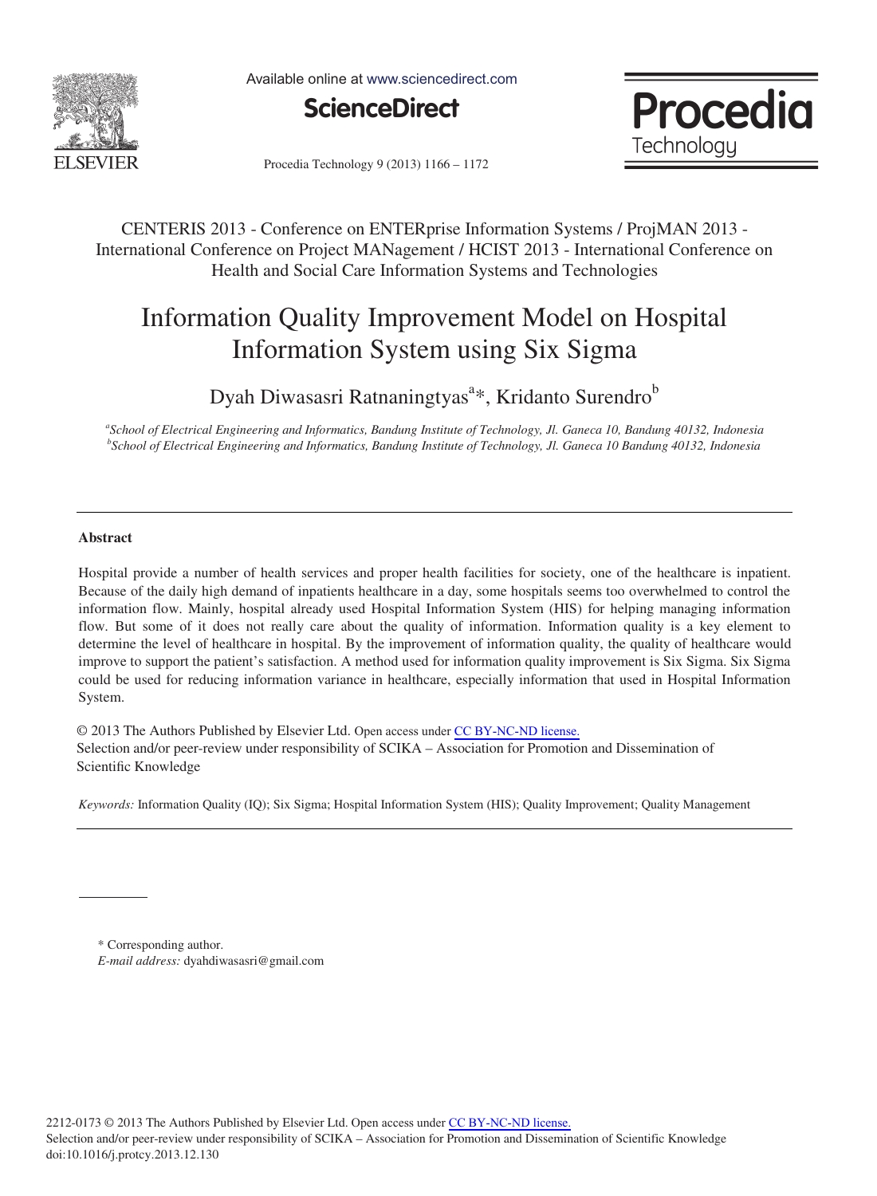CENTERIS 2013 - Conference on ENTERprise Information Systems / ProjMAN 2013 - International Conference on Project MANagement / HCIST 2013 - International Conference on Health and Social Care Information Systems and Technologies

# Information Quality Improvement Model on Hospital Information System using Six Sigma

Dyah Diwasasri Ratnaningtyas[a]*, Kridanto Surendro[b]

[a]*School of Electrical Engineering and Informatics, Bandung Institute of Technology, Jl. Ganeca 10, Bandung 40132, Indonesia*
[b]*School of Electrical Engineering and Informatics, Bandung Institute of Technology, Jl. Ganeca 10 Bandung 40132, Indonesia*

---

## Abstract

Hospital provide a number of health services and proper health facilities for society, one of the healthcare is inpatient. Because of the daily high demand of inpatients healthcare in a day, some hospitals seems too overwhelmed to control the information flow. Mainly, hospital already used Hospital Information System (HIS) for helping managing information flow. But some of it does not really care about the quality of information. Information quality is a key element to determine the level of healthcare in hospital. By the improvement of information quality, the quality of healthcare would improve to support the patient's satisfaction. A method used for information quality improvement is Six Sigma. Six Sigma could be used for reducing information variance in healthcare, especially information that used in Hospital Information System.

© 2013 The Authors Published by Elsevier Ltd. Open access under CC BY-NC-ND license.
Selection and/or peer-review under responsibility of SCIKA – Association for Promotion and Dissemination of Scientific Knowledge

*Keywords:* Information Quality (IQ); Six Sigma; Hospital Information System (HIS); Quality Improvement; Quality Management

---

\* Corresponding author.
*E-mail address:* dyahdiwasasri@gmail.com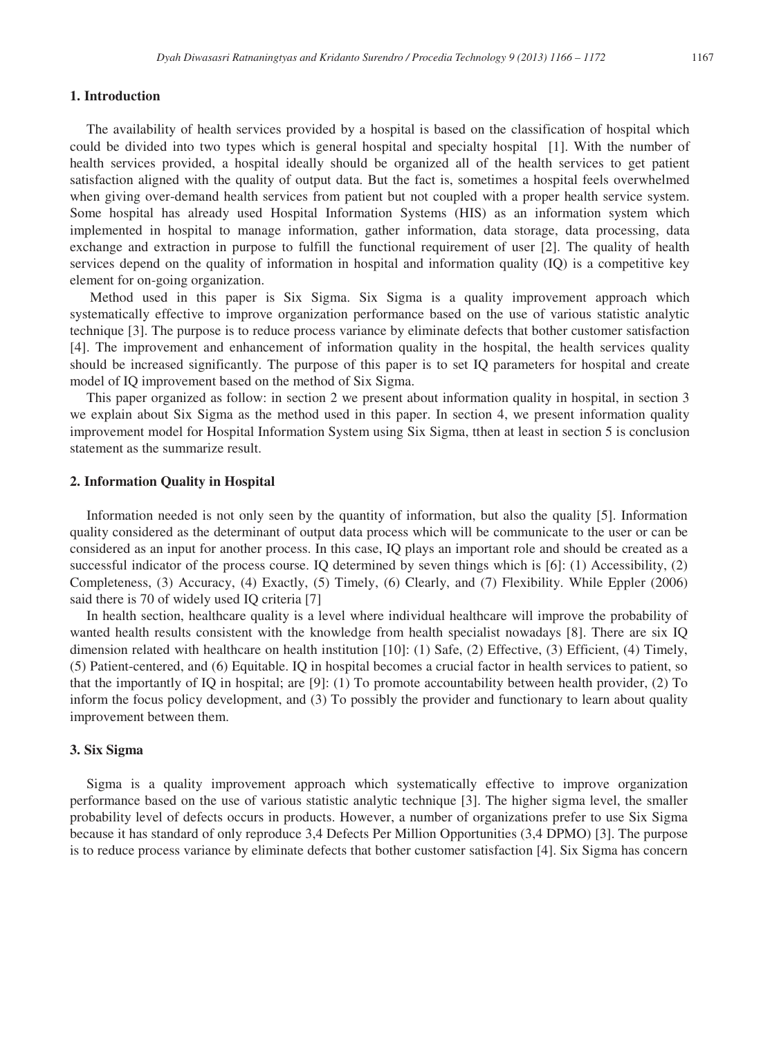## 1. Introduction

The availability of health services provided by a hospital is based on the classification of hospital which could be divided into two types which is general hospital and specialty hospital [1]. With the number of health services provided, a hospital ideally should be organized all of the health services to get patient satisfaction aligned with the quality of output data. But the fact is, sometimes a hospital feels overwhelmed when giving over-demand health services from patient but not coupled with a proper health service system. Some hospital has already used Hospital Information Systems (HIS) as an information system which implemented in hospital to manage information, gather information, data storage, data processing, data exchange and extraction in purpose to fulfill the functional requirement of user [2]. The quality of health services depend on the quality of information in hospital and information quality (IQ) is a competitive key element for on-going organization.

Method used in this paper is Six Sigma. Six Sigma is a quality improvement approach which systematically effective to improve organization performance based on the use of various statistic analytic technique [3]. The purpose is to reduce process variance by eliminate defects that bother customer satisfaction [4]. The improvement and enhancement of information quality in the hospital, the health services quality should be increased significantly. The purpose of this paper is to set IQ parameters for hospital and create model of IQ improvement based on the method of Six Sigma.

This paper organized as follow: in section 2 we present about information quality in hospital, in section 3 we explain about Six Sigma as the method used in this paper. In section 4, we present information quality improvement model for Hospital Information System using Six Sigma, tthen at least in section 5 is conclusion statement as the summarize result.

## 2. Information Quality in Hospital

Information needed is not only seen by the quantity of information, but also the quality [5]. Information quality considered as the determinant of output data process which will be communicate to the user or can be considered as an input for another process. In this case, IQ plays an important role and should be created as a successful indicator of the process course. IQ determined by seven things which is [6]: (1) Accessibility, (2) Completeness, (3) Accuracy, (4) Exactly, (5) Timely, (6) Clearly, and (7) Flexibility. While Eppler (2006) said there is 70 of widely used IQ criteria [7]

In health section, healthcare quality is a level where individual healthcare will improve the probability of wanted health results consistent with the knowledge from health specialist nowadays [8]. There are six IQ dimension related with healthcare on health institution [10]: (1) Safe, (2) Effective, (3) Efficient, (4) Timely, (5) Patient-centered, and (6) Equitable. IQ in hospital becomes a crucial factor in health services to patient, so that the importantly of IQ in hospital; are [9]: (1) To promote accountability between health provider, (2) To inform the focus policy development, and (3) To possibly the provider and functionary to learn about quality improvement between them.

## 3. Six Sigma

Sigma is a quality improvement approach which systematically effective to improve organization performance based on the use of various statistic analytic technique [3]. The higher sigma level, the smaller probability level of defects occurs in products. However, a number of organizations prefer to use Six Sigma because it has standard of only reproduce 3,4 Defects Per Million Opportunities (3,4 DPMO) [3]. The purpose is to reduce process variance by eliminate defects that bother customer satisfaction [4]. Six Sigma has concern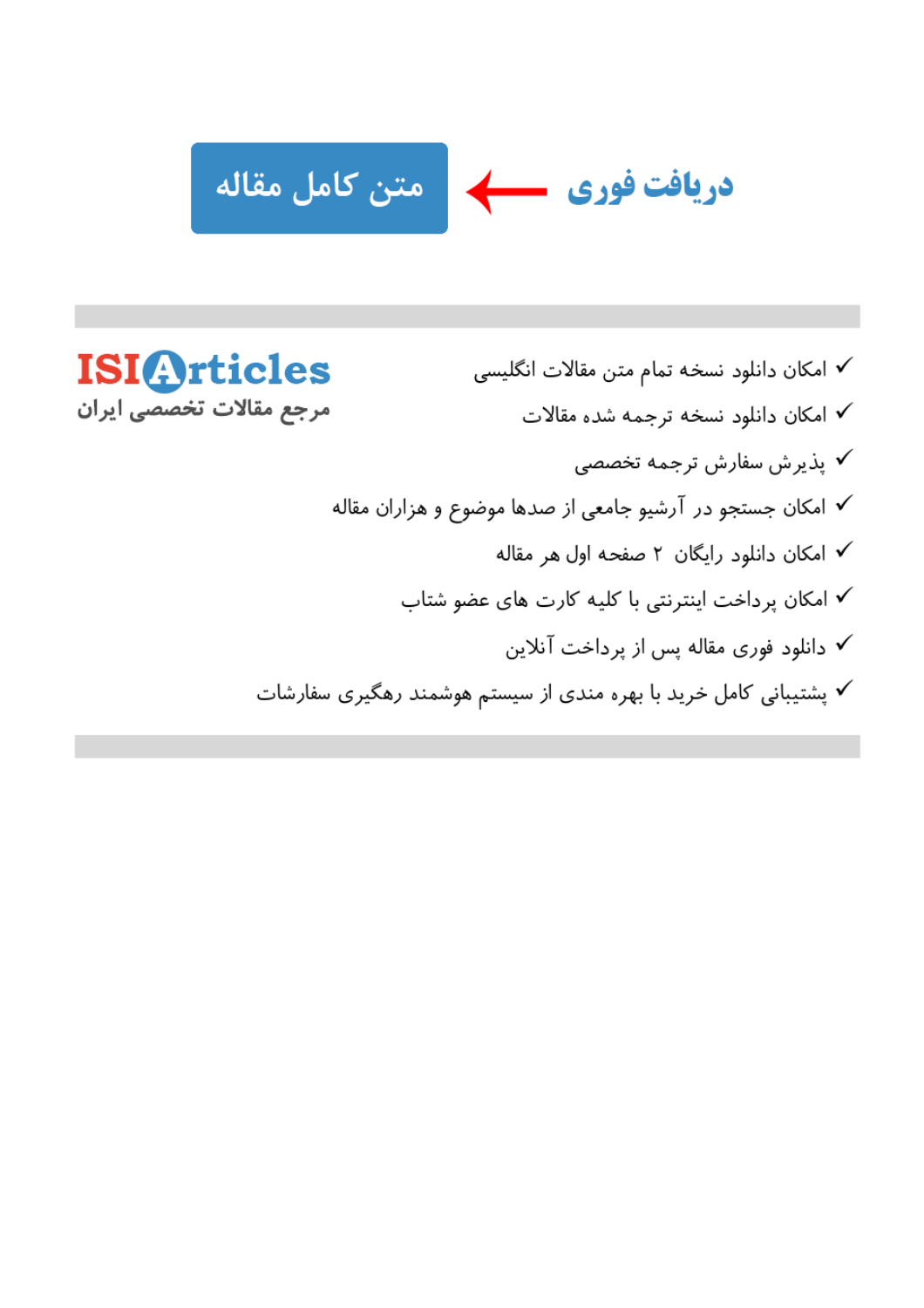دریافت فوری ← **متن کامل مقاله**

ISIArticles
مرجع مقالات تخصصی ایران

- ✓ امکان دانلود نسخه تمام متن مقالات انگلیسی
- ✓ امکان دانلود نسخه ترجمه شده مقالات
- ✓ پذیرش سفارش ترجمه تخصصی
- ✓ امکان جستجو در آرشیو جامعی از صدها موضوع و هزاران مقاله
- ✓ امکان دانلود رایگان ۲ صفحه اول هر مقاله
- ✓ امکان پرداخت اینترنتی با کلیه کارت های عضو شتاب
- ✓ دانلود فوری مقاله پس از پرداخت آنلاین
- ✓ پشتیبانی کامل خرید با بهره مندی از سیستم هوشمند رهگیری سفارشات